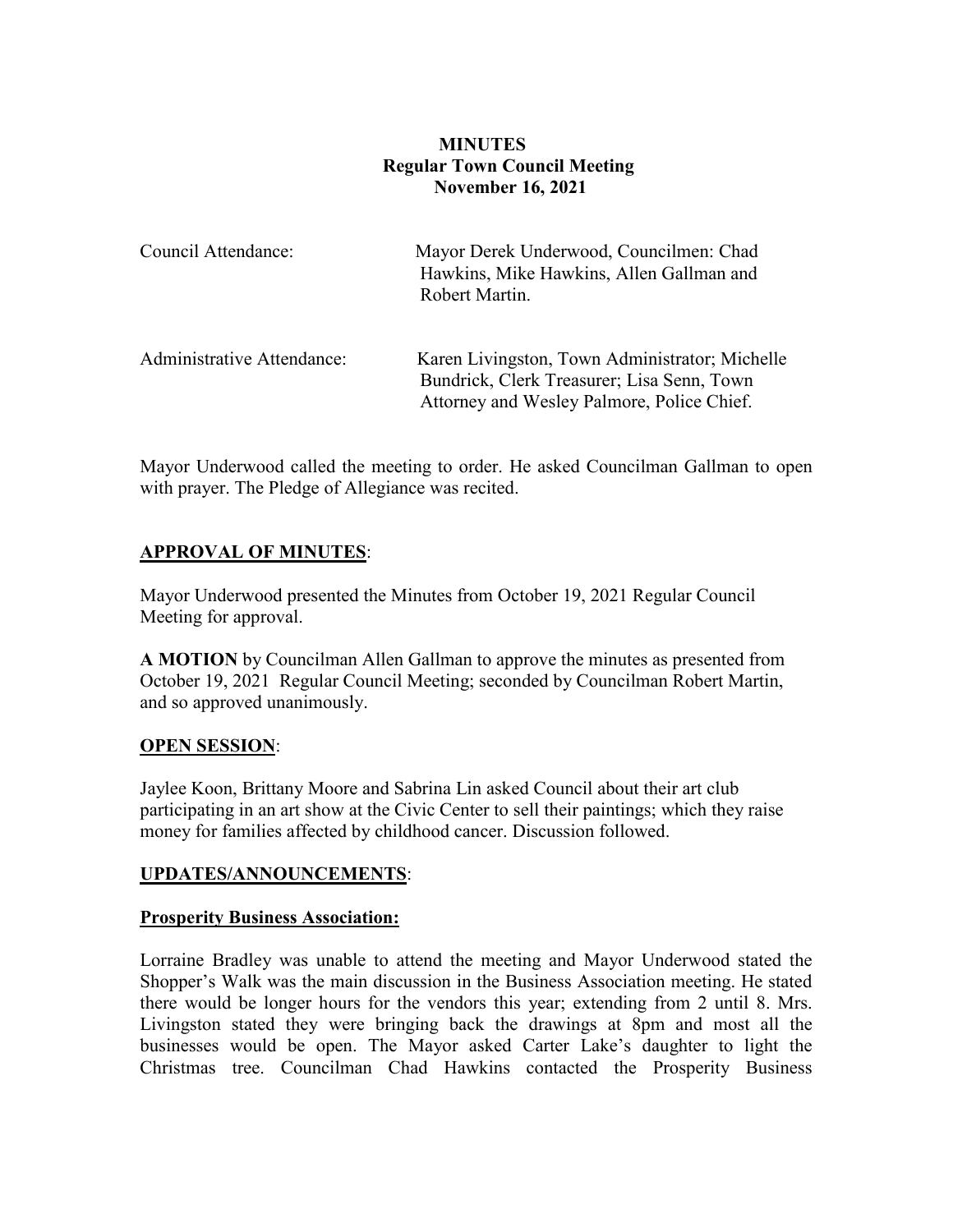**MINUTES**
**Regular Town Council Meeting**
**November 16, 2021**

Council Attendance: Mayor Derek Underwood, Councilmen: Chad Hawkins, Mike Hawkins, Allen Gallman and Robert Martin.

Administrative Attendance: Karen Livingston, Town Administrator; Michelle Bundrick, Clerk Treasurer; Lisa Senn, Town Attorney and Wesley Palmore, Police Chief.

Mayor Underwood called the meeting to order. He asked Councilman Gallman to open with prayer. The Pledge of Allegiance was recited.

**APPROVAL OF MINUTES**:

Mayor Underwood presented the Minutes from October 19, 2021 Regular Council Meeting for approval.

**A MOTION** by Councilman Allen Gallman to approve the minutes as presented from October 19, 2021 Regular Council Meeting; seconded by Councilman Robert Martin, and so approved unanimously.

**OPEN SESSION**:

Jaylee Koon, Brittany Moore and Sabrina Lin asked Council about their art club participating in an art show at the Civic Center to sell their paintings; which they raise money for families affected by childhood cancer. Discussion followed.

**UPDATES/ANNOUNCEMENTS**:

**Prosperity Business Association:**

Lorraine Bradley was unable to attend the meeting and Mayor Underwood stated the Shopper's Walk was the main discussion in the Business Association meeting. He stated there would be longer hours for the vendors this year; extending from 2 until 8. Mrs. Livingston stated they were bringing back the drawings at 8pm and most all the businesses would be open. The Mayor asked Carter Lake's daughter to light the Christmas tree. Councilman Chad Hawkins contacted the Prosperity Business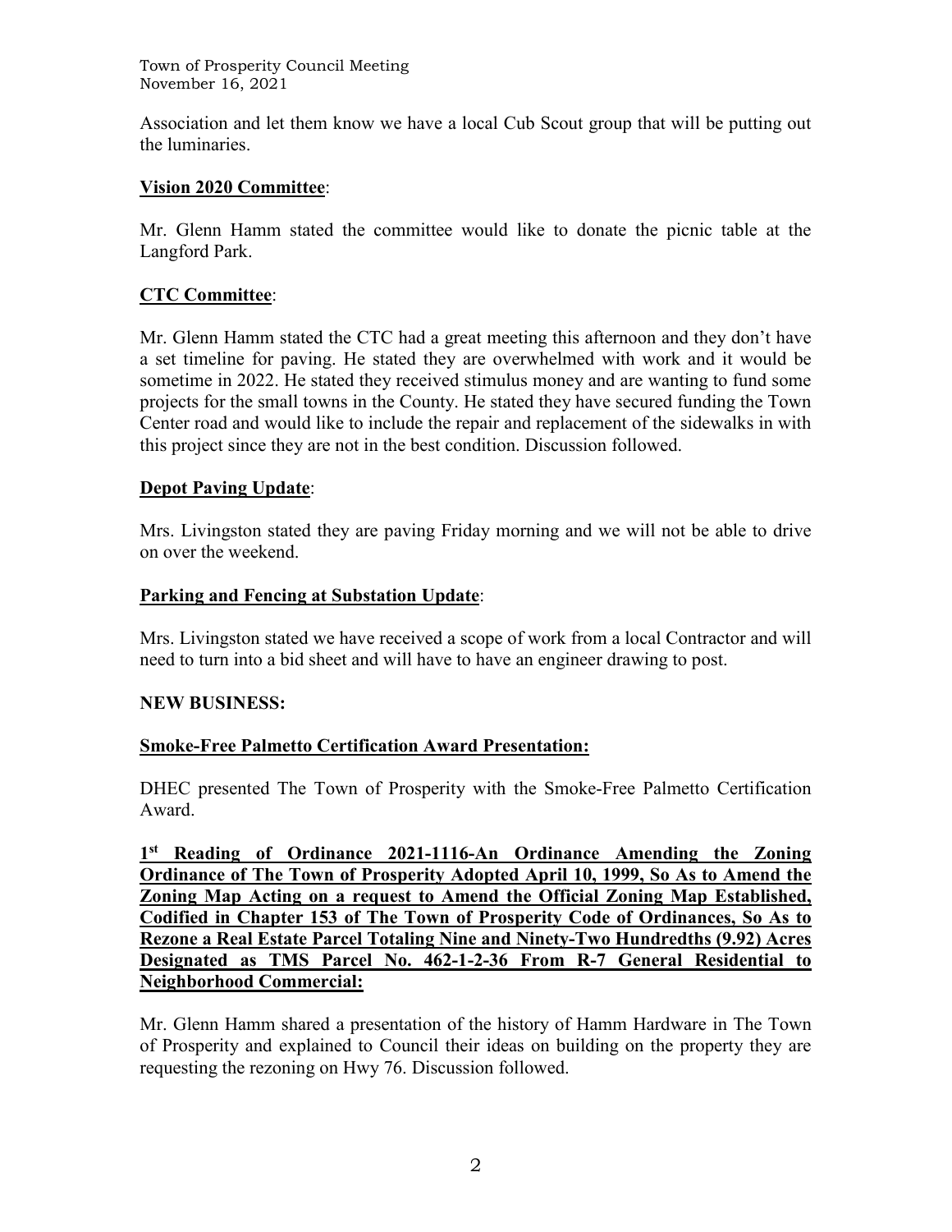Association and let them know we have a local Cub Scout group that will be putting out the luminaries.

**Vision 2020 Committee**:

Mr. Glenn Hamm stated the committee would like to donate the picnic table at the Langford Park.

**CTC Committee**:

Mr. Glenn Hamm stated the CTC had a great meeting this afternoon and they don't have a set timeline for paving. He stated they are overwhelmed with work and it would be sometime in 2022. He stated they received stimulus money and are wanting to fund some projects for the small towns in the County. He stated they have secured funding the Town Center road and would like to include the repair and replacement of the sidewalks in with this project since they are not in the best condition. Discussion followed.

**Depot Paving Update**:

Mrs. Livingston stated they are paving Friday morning and we will not be able to drive on over the weekend.

**Parking and Fencing at Substation Update**:

Mrs. Livingston stated we have received a scope of work from a local Contractor and will need to turn into a bid sheet and will have to have an engineer drawing to post.

**NEW BUSINESS:**

**Smoke-Free Palmetto Certification Award Presentation:**

DHEC presented The Town of Prosperity with the Smoke-Free Palmetto Certification Award.

**1st Reading of Ordinance 2021-1116-An Ordinance Amending the Zoning Ordinance of The Town of Prosperity Adopted April 10, 1999, So As to Amend the Zoning Map Acting on a request to Amend the Official Zoning Map Established, Codified in Chapter 153 of The Town of Prosperity Code of Ordinances, So As to Rezone a Real Estate Parcel Totaling Nine and Ninety-Two Hundredths (9.92) Acres Designated as TMS Parcel No. 462-1-2-36 From R-7 General Residential to Neighborhood Commercial:**

Mr. Glenn Hamm shared a presentation of the history of Hamm Hardware in The Town of Prosperity and explained to Council their ideas on building on the property they are requesting the rezoning on Hwy 76. Discussion followed.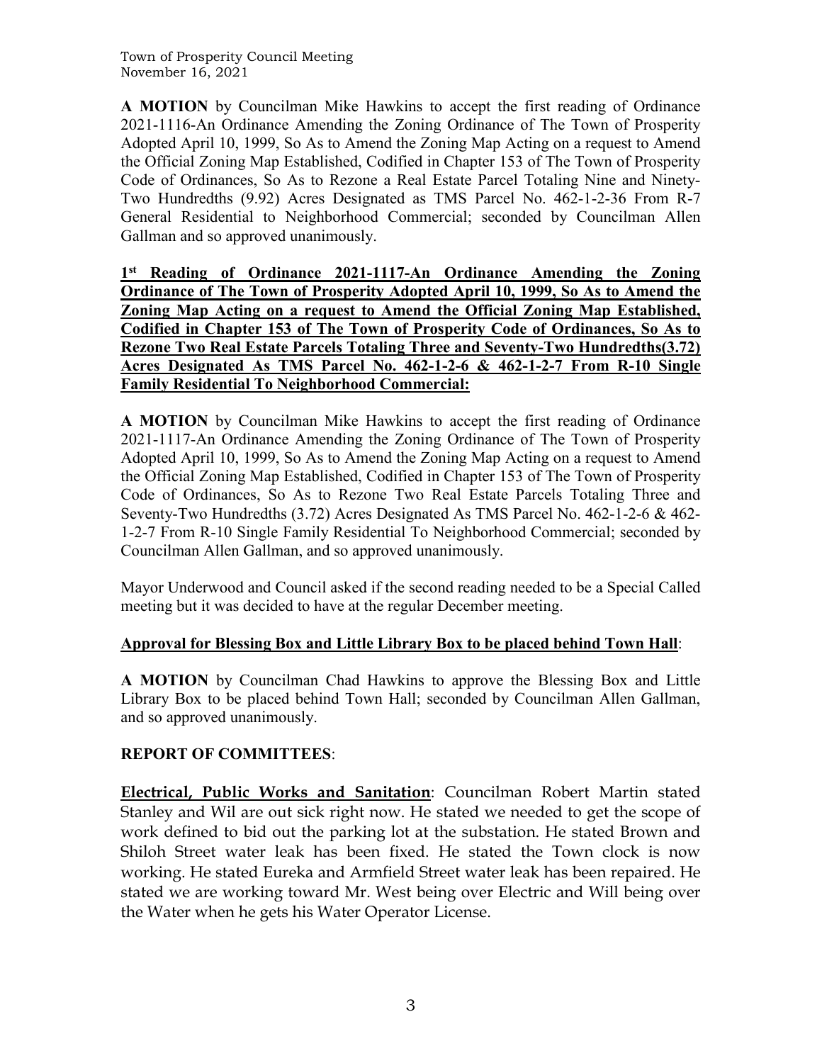**A MOTION** by Councilman Mike Hawkins to accept the first reading of Ordinance 2021-1116-An Ordinance Amending the Zoning Ordinance of The Town of Prosperity Adopted April 10, 1999, So As to Amend the Zoning Map Acting on a request to Amend the Official Zoning Map Established, Codified in Chapter 153 of The Town of Prosperity Code of Ordinances, So As to Rezone a Real Estate Parcel Totaling Nine and Ninety-Two Hundredths (9.92) Acres Designated as TMS Parcel No. 462-1-2-36 From R-7 General Residential to Neighborhood Commercial; seconded by Councilman Allen Gallman and so approved unanimously.

**1st Reading of Ordinance 2021-1117-An Ordinance Amending the Zoning Ordinance of The Town of Prosperity Adopted April 10, 1999, So As to Amend the Zoning Map Acting on a request to Amend the Official Zoning Map Established, Codified in Chapter 153 of The Town of Prosperity Code of Ordinances, So As to Rezone Two Real Estate Parcels Totaling Three and Seventy-Two Hundredths(3.72) Acres Designated As TMS Parcel No. 462-1-2-6 & 462-1-2-7 From R-10 Single Family Residential To Neighborhood Commercial:**

**A MOTION** by Councilman Mike Hawkins to accept the first reading of Ordinance 2021-1117-An Ordinance Amending the Zoning Ordinance of The Town of Prosperity Adopted April 10, 1999, So As to Amend the Zoning Map Acting on a request to Amend the Official Zoning Map Established, Codified in Chapter 153 of The Town of Prosperity Code of Ordinances, So As to Rezone Two Real Estate Parcels Totaling Three and Seventy-Two Hundredths (3.72) Acres Designated As TMS Parcel No. 462-1-2-6 & 462-1-2-7 From R-10 Single Family Residential To Neighborhood Commercial; seconded by Councilman Allen Gallman, and so approved unanimously.

Mayor Underwood and Council asked if the second reading needed to be a Special Called meeting but it was decided to have at the regular December meeting.

**Approval for Blessing Box and Little Library Box to be placed behind Town Hall**:

**A MOTION** by Councilman Chad Hawkins to approve the Blessing Box and Little Library Box to be placed behind Town Hall; seconded by Councilman Allen Gallman, and so approved unanimously.

**REPORT OF COMMITTEES**:

**Electrical, Public Works and Sanitation**: Councilman Robert Martin stated Stanley and Wil are out sick right now. He stated we needed to get the scope of work defined to bid out the parking lot at the substation. He stated Brown and Shiloh Street water leak has been fixed. He stated the Town clock is now working. He stated Eureka and Armfield Street water leak has been repaired. He stated we are working toward Mr. West being over Electric and Will being over the Water when he gets his Water Operator License.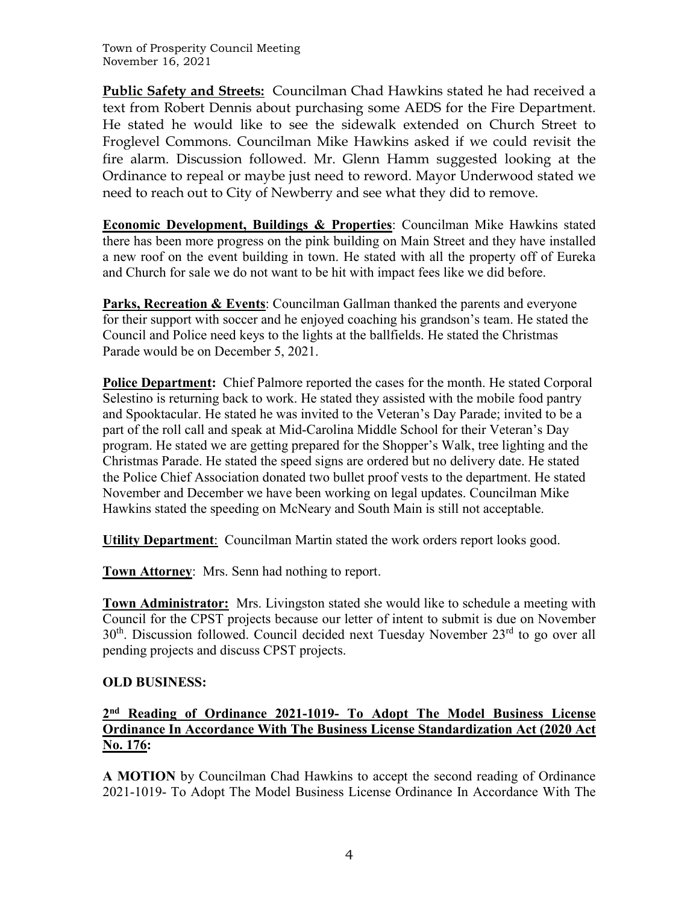**Public Safety and Streets:** Councilman Chad Hawkins stated he had received a text from Robert Dennis about purchasing some AEDS for the Fire Department. He stated he would like to see the sidewalk extended on Church Street to Froglevel Commons. Councilman Mike Hawkins asked if we could revisit the fire alarm. Discussion followed. Mr. Glenn Hamm suggested looking at the Ordinance to repeal or maybe just need to reword. Mayor Underwood stated we need to reach out to City of Newberry and see what they did to remove.

**Economic Development, Buildings & Properties**: Councilman Mike Hawkins stated there has been more progress on the pink building on Main Street and they have installed a new roof on the event building in town. He stated with all the property off of Eureka and Church for sale we do not want to be hit with impact fees like we did before.

**Parks, Recreation & Events**: Councilman Gallman thanked the parents and everyone for their support with soccer and he enjoyed coaching his grandson's team. He stated the Council and Police need keys to the lights at the ballfields. He stated the Christmas Parade would be on December 5, 2021.

**Police Department:** Chief Palmore reported the cases for the month. He stated Corporal Selestino is returning back to work. He stated they assisted with the mobile food pantry and Spooktacular. He stated he was invited to the Veteran's Day Parade; invited to be a part of the roll call and speak at Mid-Carolina Middle School for their Veteran's Day program. He stated we are getting prepared for the Shopper's Walk, tree lighting and the Christmas Parade. He stated the speed signs are ordered but no delivery date. He stated the Police Chief Association donated two bullet proof vests to the department. He stated November and December we have been working on legal updates. Councilman Mike Hawkins stated the speeding on McNeary and South Main is still not acceptable.

**Utility Department**: Councilman Martin stated the work orders report looks good.

**Town Attorney**: Mrs. Senn had nothing to report.

**Town Administrator:** Mrs. Livingston stated she would like to schedule a meeting with Council for the CPST projects because our letter of intent to submit is due on November 30th. Discussion followed. Council decided next Tuesday November 23rd to go over all pending projects and discuss CPST projects.

**OLD BUSINESS:**

**2nd Reading of Ordinance 2021-1019- To Adopt The Model Business License Ordinance In Accordance With The Business License Standardization Act (2020 Act No. 176:**

**A MOTION** by Councilman Chad Hawkins to accept the second reading of Ordinance 2021-1019- To Adopt The Model Business License Ordinance In Accordance With The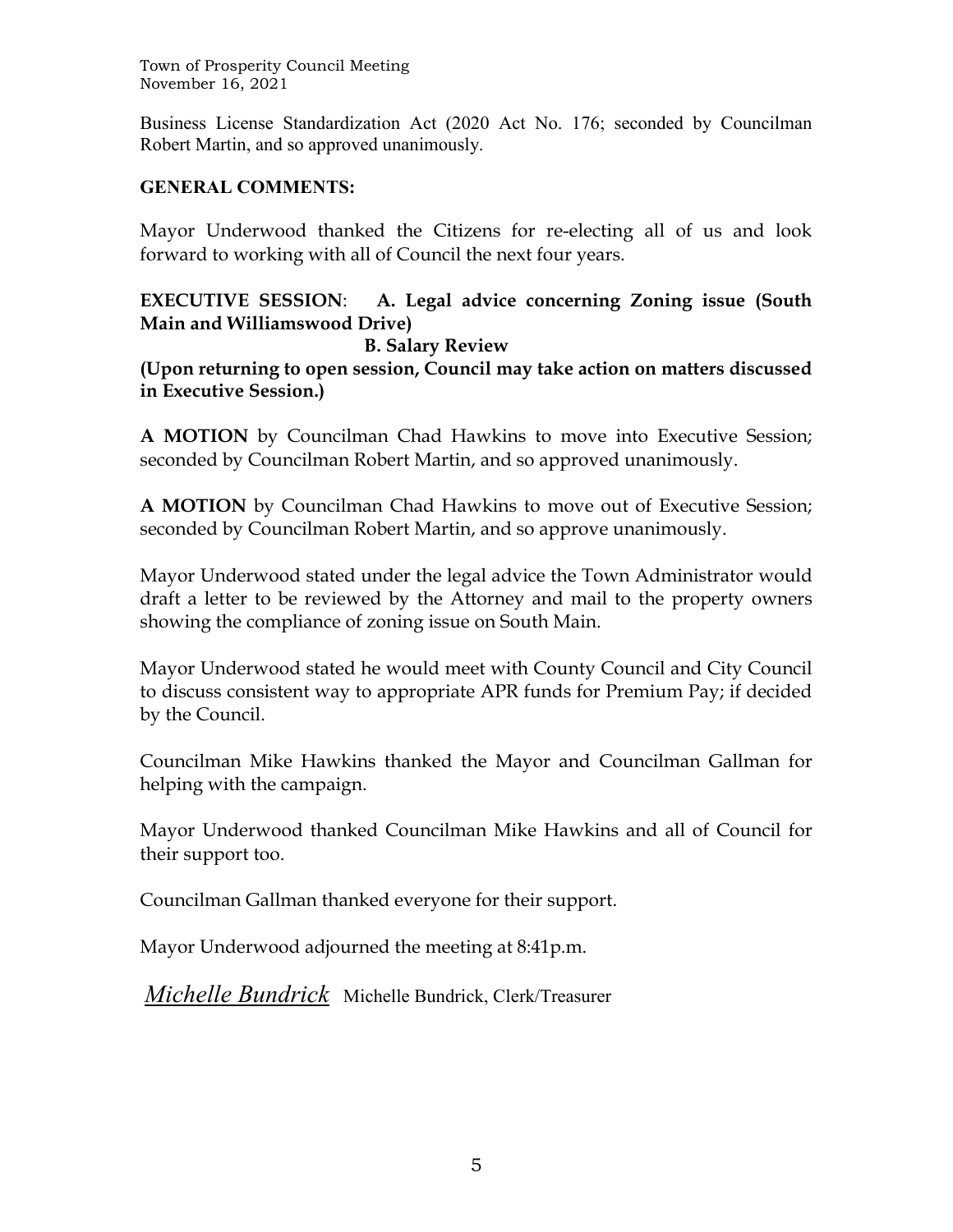Business License Standardization Act (2020 Act No. 176; seconded by Councilman Robert Martin, and so approved unanimously.

**GENERAL COMMENTS:**

Mayor Underwood thanked the Citizens for re-electing all of us and look forward to working with all of Council the next four years.

**EXECUTIVE SESSION**: **A. Legal advice concerning Zoning issue (South Main and Williamswood Drive)**

**B. Salary Review**

**(Upon returning to open session, Council may take action on matters discussed in Executive Session.)**

**A MOTION** by Councilman Chad Hawkins to move into Executive Session; seconded by Councilman Robert Martin, and so approved unanimously.

**A MOTION** by Councilman Chad Hawkins to move out of Executive Session; seconded by Councilman Robert Martin, and so approve unanimously.

Mayor Underwood stated under the legal advice the Town Administrator would draft a letter to be reviewed by the Attorney and mail to the property owners showing the compliance of zoning issue on South Main.

Mayor Underwood stated he would meet with County Council and City Council to discuss consistent way to appropriate APR funds for Premium Pay; if decided by the Council.

Councilman Mike Hawkins thanked the Mayor and Councilman Gallman for helping with the campaign.

Mayor Underwood thanked Councilman Mike Hawkins and all of Council for their support too.

Councilman Gallman thanked everyone for their support.

Mayor Underwood adjourned the meeting at 8:41p.m.

*Michelle Bundrick* Michelle Bundrick, Clerk/Treasurer